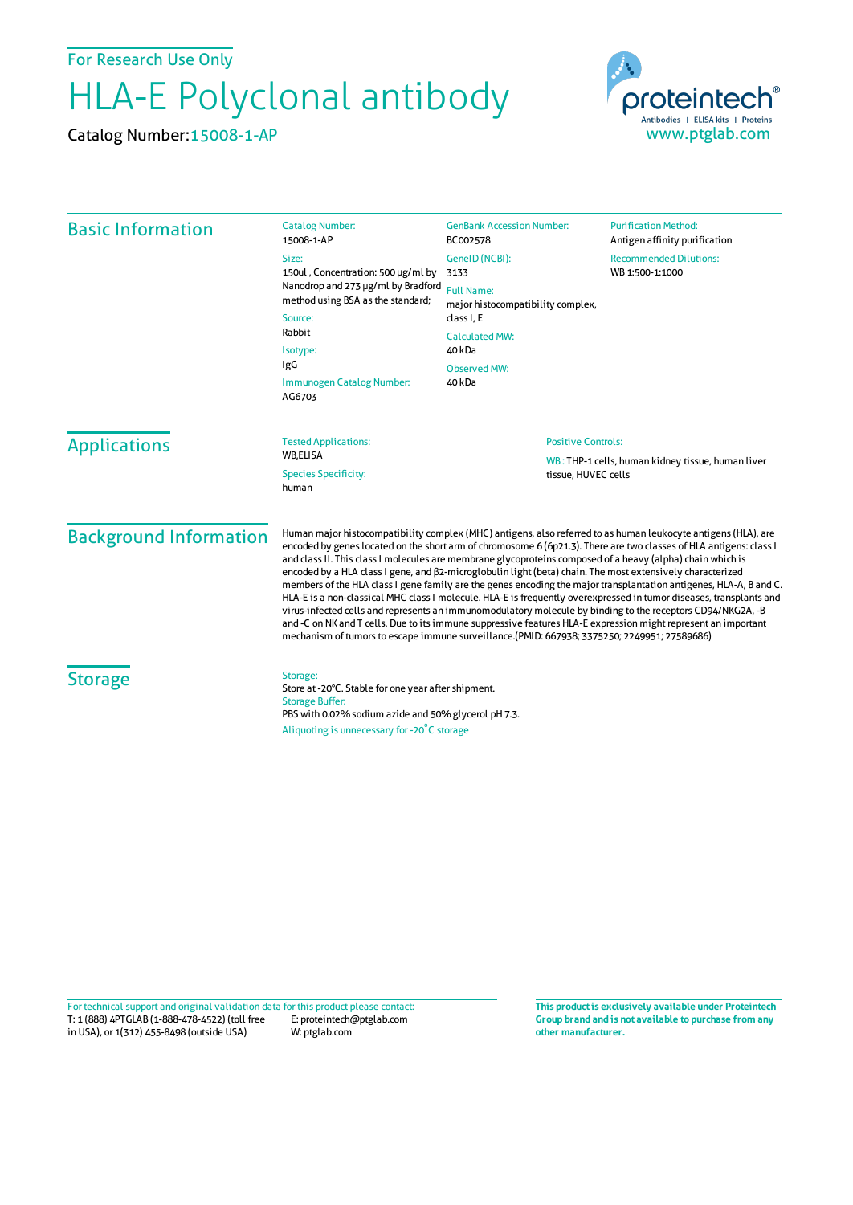For Research Use Only

# HLA-E Polyclonal antibody

Catalog Number: 15008-1-AP

proteintech®
Antibodies | ELISA kits | Proteins
www.ptglab.com

## Basic Information

Catalog Number:
15008-1-AP

Size:
150ul , Concentration: 500 μg/ml by Nanodrop and 273 μg/ml by Bradford method using BSA as the standard;

Source:
Rabbit

Isotype:
IgG

Immunogen Catalog Number:
AG6703

GenBank Accession Number:
BC002578

GeneID (NCBI):
3133

Full Name:
major histocompatibility complex, class I, E

Calculated MW:
40 kDa

Observed MW:
40 kDa

Purification Method:
Antigen affinity purification

Recommended Dilutions:
WB 1:500-1:1000

## Applications

Tested Applications:
WB,ELISA

Species Specificity:
human

Positive Controls:

WB : THP-1 cells, human kidney tissue, human liver tissue, HUVEC cells

## Background Information

Human major histocompatibility complex (MHC) antigens, also referred to as human leukocyte antigens (HLA), are encoded by genes located on the short arm of chromosome 6 (6p21.3). There are two classes of HLA antigens: class I and class II. This class I molecules are membrane glycoproteins composed of a heavy (alpha) chain which is encoded by a HLA class I gene, and β2-microglobulin light (beta) chain. The most extensively characterized members of the HLA class I gene family are the genes encoding the major transplantation antigens, HLA-A, B and C. HLA-E is a non-classical MHC class I molecule. HLA-E is frequently overexpressed in tumor diseases, transplants and virus-infected cells and represents an immunomodulatory molecule by binding to the receptors CD94/NKG2A, -B and -C on NK and T cells. Due to its immune suppressive features HLA-E expression might represent an important mechanism of tumors to escape immune surveillance.(PMID: 667938; 3375250; 2249951; 27589686)

## Storage

Storage:
Store at -20°C. Stable for one year after shipment.

Storage Buffer:
PBS with 0.02% sodium azide and 50% glycerol pH 7.3.

Aliquoting is unnecessary for -20°C storage

For technical support and original validation data for this product please contact:
T: 1 (888) 4PTGLAB (1-888-478-4522) (toll free in USA), or 1(312) 455-8498 (outside USA)
E: proteintech@ptglab.com
W: ptglab.com

**This product is exclusively available under Proteintech Group brand and is not available to purchase from any other manufacturer.**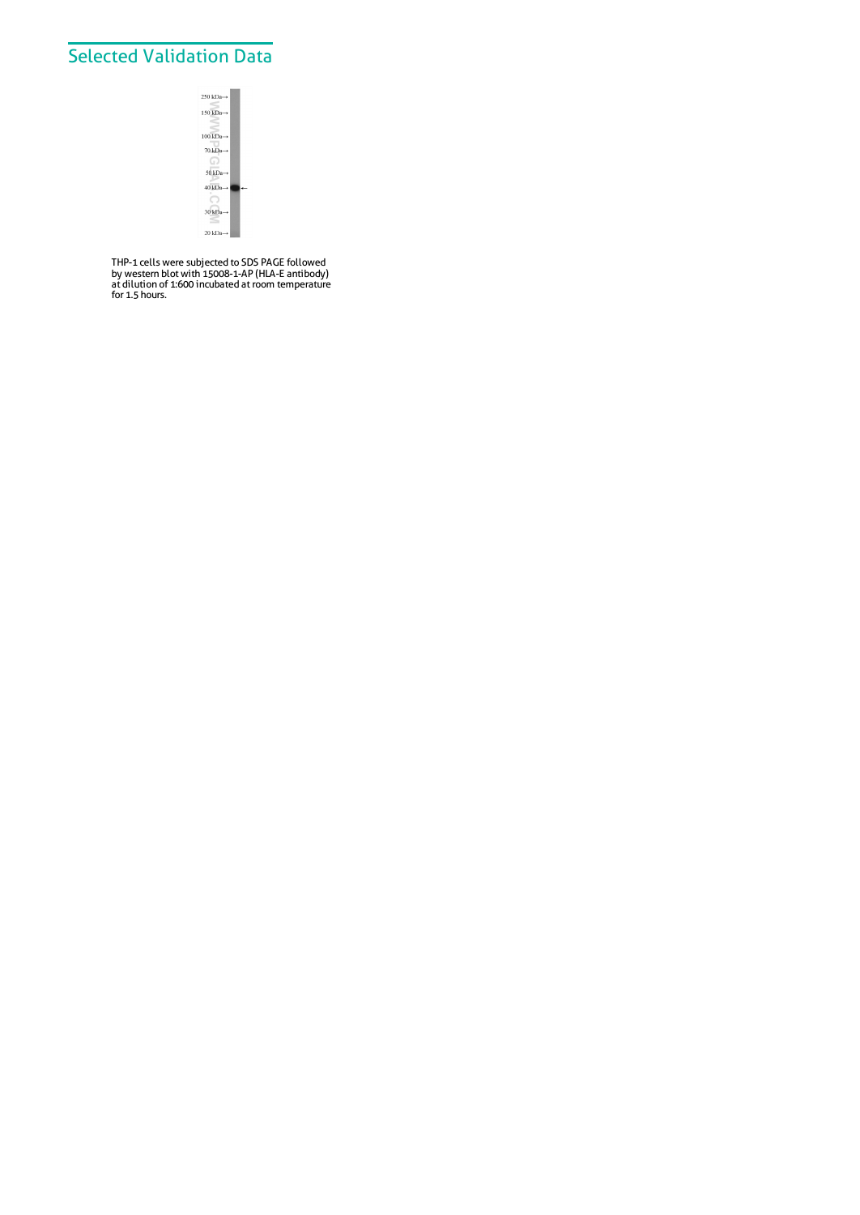## Selected Validation Data

250 kDa→
150 kDa→
100 kDa→
70 kDa→
50 kDa→
40 kDa→
30 kDa→
20 kDa→

THP-1 cells were subjected to SDS PAGE followed by western blot with 15008-1-AP (HLA-E antibody) at dilution of 1:600 incubated at room temperature for 1.5 hours.